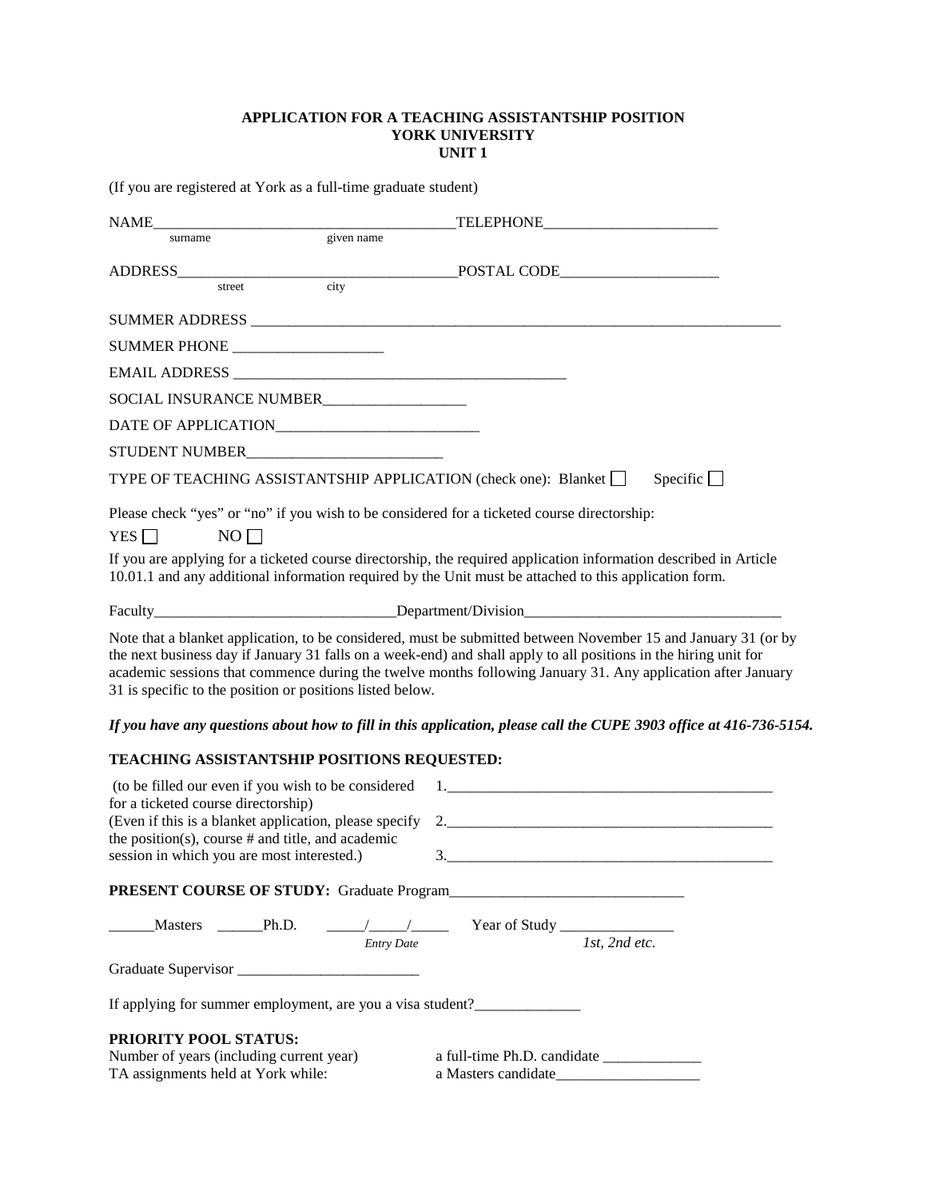**APPLICATION FOR A TEACHING ASSISTANTSHIP POSITION**
**YORK UNIVERSITY**
**UNIT 1**

(If you are registered at York as a full-time graduate student)

NAME________________________________________TELEPHONE________________________
surname given name

ADDRESS_____________________________________POSTAL CODE______________________
street city

SUMMER ADDRESS ___________________________________________________________________________

SUMMER PHONE ____________________

EMAIL ADDRESS ______________________________________________

SOCIAL INSURANCE NUMBER___________________

DATE OF APPLICATION___________________________

STUDENT NUMBER__________________________

TYPE OF TEACHING ASSISTANTSHIP APPLICATION (check one): Blanket ☐ Specific ☐

Please check "yes" or "no" if you wish to be considered for a ticketed course directorship:

YES ☐ NO ☐

If you are applying for a ticketed course directorship, the required application information described in Article 10.01.1 and any additional information required by the Unit must be attached to this application form.

Faculty________________________________Department/Division__________________________________

Note that a blanket application, to be considered, must be submitted between November 15 and January 31 (or by the next business day if January 31 falls on a week-end) and shall apply to all positions in the hiring unit for academic sessions that commence during the twelve months following January 31. Any application after January 31 is specific to the position or positions listed below.

***If you have any questions about how to fill in this application, please call the CUPE 3903 office at 416-736-5154.***

**TEACHING ASSISTANTSHIP POSITIONS REQUESTED:**

(to be filled our even if you wish to be considered for a ticketed course directorship)
(Even if this is a blanket application, please specify the position(s), course # and title, and academic session in which you are most interested.)

1.____________________________________________

2.____________________________________________

3.____________________________________________

**PRESENT COURSE OF STUDY:** Graduate Program_______________________________

______Masters ______Ph.D. _____/_____/_____ Year of Study _______________
*Entry Date* *1st, 2nd etc.*

Graduate Supervisor ________________________

If applying for summer employment, are you a visa student?______________

**PRIORITY POOL STATUS:**
Number of years (including current year) TA assignments held at York while:

a full-time Ph.D. candidate _____________
a Masters candidate___________________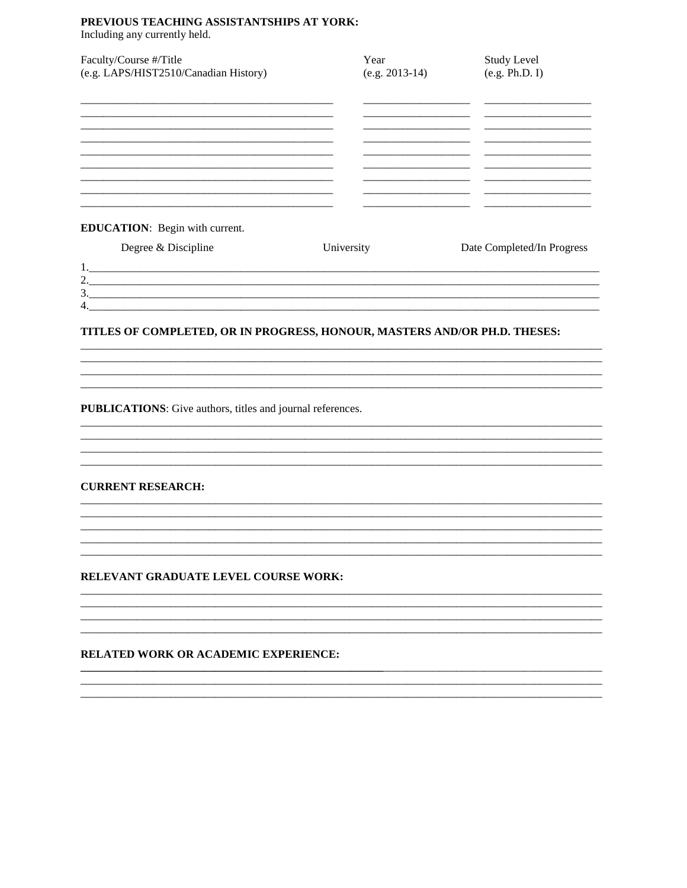**PREVIOUS TEACHING ASSISTANTSHIPS AT YORK:**
Including any currently held.

| Faculty/Course #/Title (e.g. LAPS/HIST2510/Canadian History) | Year (e.g. 2013-14) | Study Level (e.g. Ph.D. I) |
|---|---|---|
| | | |
| | | |
| | | |
| | | |
| | | |
| | | |
| | | |
| | | |

**EDUCATION**: Begin with current.

| | Degree & Discipline | University | Date Completed/In Progress |
|---|---|---|---|
| 1. | | | |
| 2. | | | |
| 3. | | | |
| 4. | | | |

**TITLES OF COMPLETED, OR IN PROGRESS, HONOUR, MASTERS AND/OR PH.D. THESES:**

______________________________________________________________________

______________________________________________________________________

______________________________________________________________________

______________________________________________________________________

**PUBLICATIONS**: Give authors, titles and journal references.

______________________________________________________________________

______________________________________________________________________

______________________________________________________________________

______________________________________________________________________

**CURRENT RESEARCH:**

______________________________________________________________________

______________________________________________________________________

______________________________________________________________________

______________________________________________________________________

______________________________________________________________________

**RELEVANT GRADUATE LEVEL COURSE WORK:**

______________________________________________________________________

______________________________________________________________________

______________________________________________________________________

______________________________________________________________________

**RELATED WORK OR ACADEMIC EXPERIENCE:**

______________________________________________________________________

______________________________________________________________________

______________________________________________________________________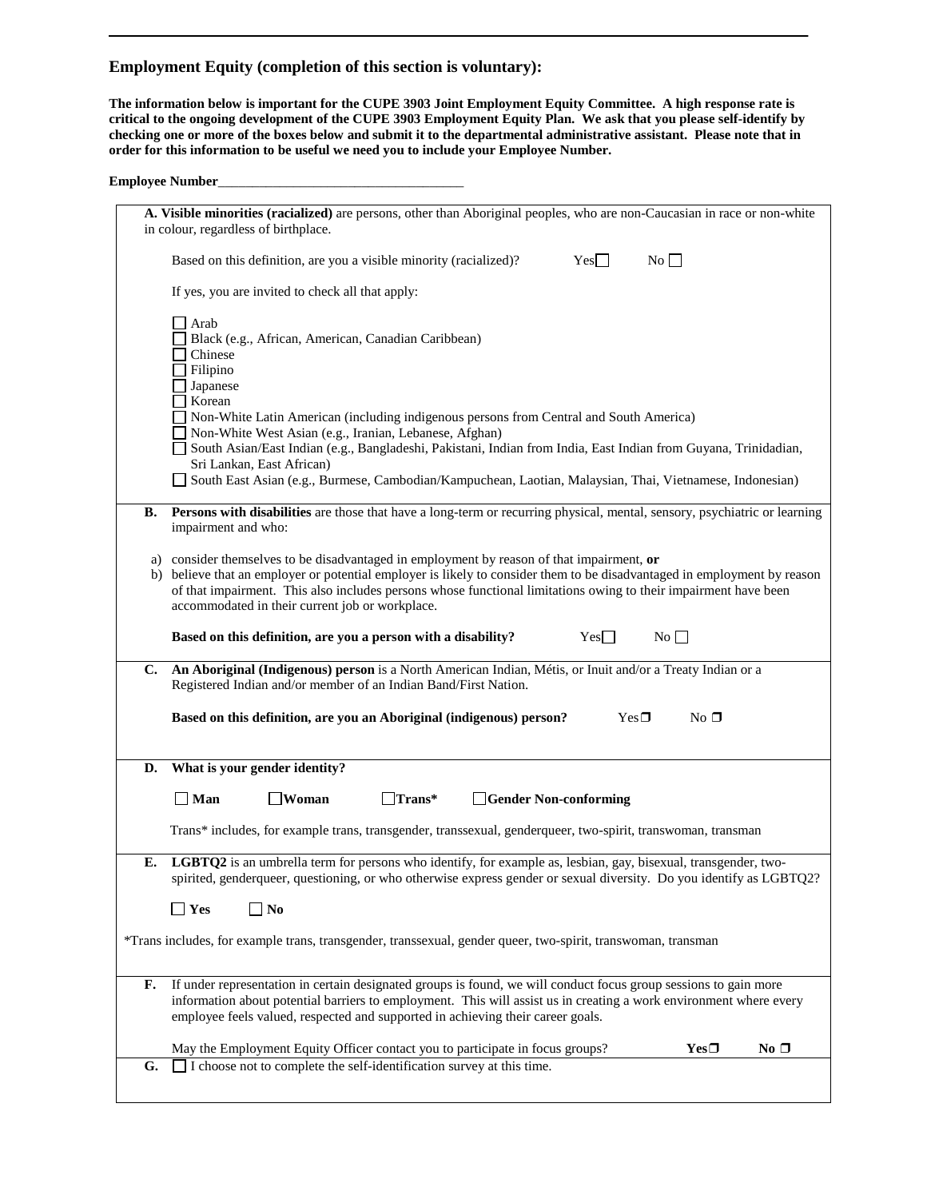## Employment Equity (completion of this section is voluntary):

**The information below is important for the CUPE 3903 Joint Employment Equity Committee. A high response rate is critical to the ongoing development of the CUPE 3903 Employment Equity Plan. We ask that you please self-identify by checking one or more of the boxes below and submit it to the departmental administrative assistant. Please note that in order for this information to be useful we need you to include your Employee Number.**

**Employee Number**___________________________________

**A. Visible minorities (racialized)** are persons, other than Aboriginal peoples, who are non-Caucasian in race or non-white in colour, regardless of birthplace.

Based on this definition, are you a visible minority (racialized)? Yes ☐ No ☐

If yes, you are invited to check all that apply:

- ☐ Arab
- ☐ Black (e.g., African, American, Canadian Caribbean)
- ☐ Chinese
- ☐ Filipino
- ☐ Japanese
- ☐ Korean
- ☐ Non-White Latin American (including indigenous persons from Central and South America)
- ☐ Non-White West Asian (e.g., Iranian, Lebanese, Afghan)
- ☐ South Asian/East Indian (e.g., Bangladeshi, Pakistani, Indian from India, East Indian from Guyana, Trinidadian, Sri Lankan, East African)
- ☐ South East Asian (e.g., Burmese, Cambodian/Kampuchean, Laotian, Malaysian, Thai, Vietnamese, Indonesian)

**B. Persons with disabilities** are those that have a long-term or recurring physical, mental, sensory, psychiatric or learning impairment and who:

a) consider themselves to be disadvantaged in employment by reason of that impairment, **or**
b) believe that an employer or potential employer is likely to consider them to be disadvantaged in employment by reason of that impairment. This also includes persons whose functional limitations owing to their impairment have been accommodated in their current job or workplace.

**Based on this definition, are you a person with a disability?** Yes ☐ No ☐

**C. An Aboriginal (Indigenous) person** is a North American Indian, Métis, or Inuit and/or a Treaty Indian or a Registered Indian and/or member of an Indian Band/First Nation.

**Based on this definition, are you an Aboriginal (indigenous) person?** Yes ☐ No ☐

**D. What is your gender identity?**

☐ **Man** ☐ **Woman** ☐ **Trans*** ☐ **Gender Non-conforming**

Trans* includes, for example trans, transgender, transsexual, genderqueer, two-spirit, transwoman, transman

**E. LGBTQ2** is an umbrella term for persons who identify, for example as, lesbian, gay, bisexual, transgender, two-spirited, genderqueer, questioning, or who otherwise express gender or sexual diversity. Do you identify as LGBTQ2?

☐ **Yes** ☐ **No**

*Trans includes, for example trans, transgender, transsexual, gender queer, two-spirit, transwoman, transman

**F.** If under representation in certain designated groups is found, we will conduct focus group sessions to gain more information about potential barriers to employment. This will assist us in creating a work environment where every employee feels valued, respected and supported in achieving their career goals.

May the Employment Equity Officer contact you to participate in focus groups? **Yes** ☐ **No** ☐

**G.** ☐ I choose not to complete the self-identification survey at this time.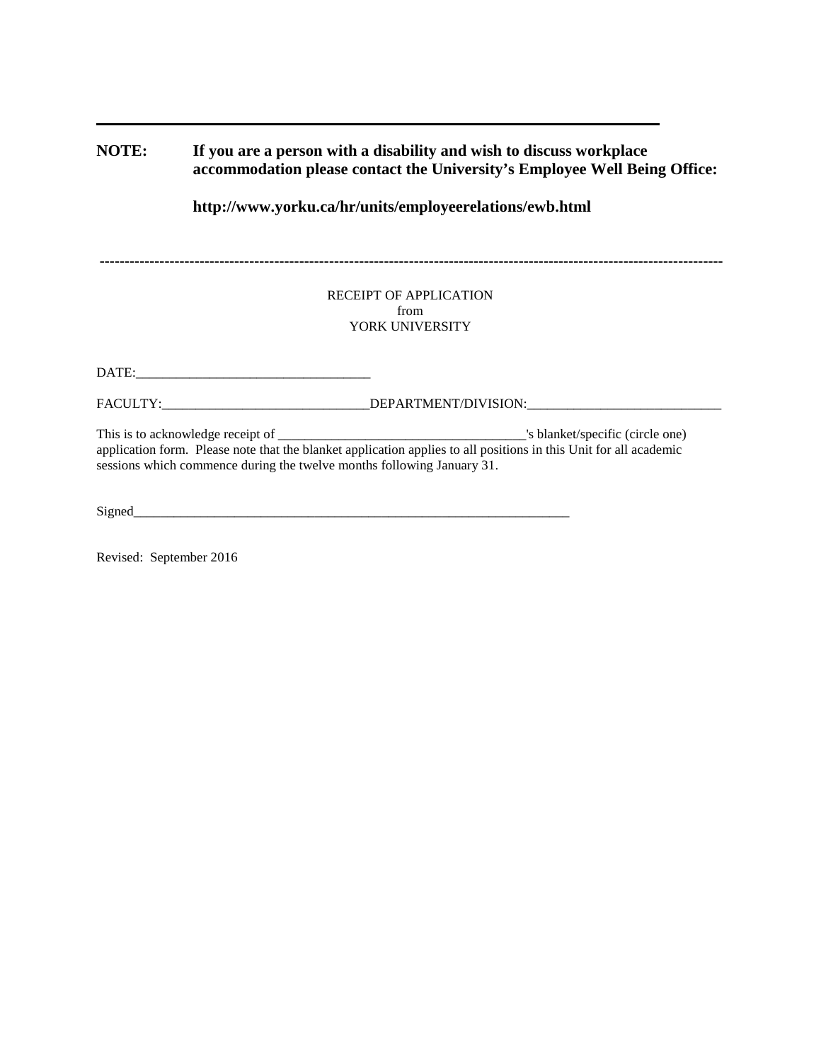---

**NOTE:** **If you are a person with a disability and wish to discuss workplace accommodation please contact the University's Employee Well Being Office:**

**http://www.yorku.ca/hr/units/employeerelations/ewb.html**

-----------------------------------------------------------------------------------------------------------------------

RECEIPT OF APPLICATION
from
YORK UNIVERSITY

DATE:___________________________________

FACULTY:______________________________DEPARTMENT/DIVISION:____________________________

This is to acknowledge receipt of ____________________________________'s blanket/specific (circle one) application form. Please note that the blanket application applies to all positions in this Unit for all academic sessions which commence during the twelve months following January 31.

Signed____________________________________________________________________

Revised: September 2016